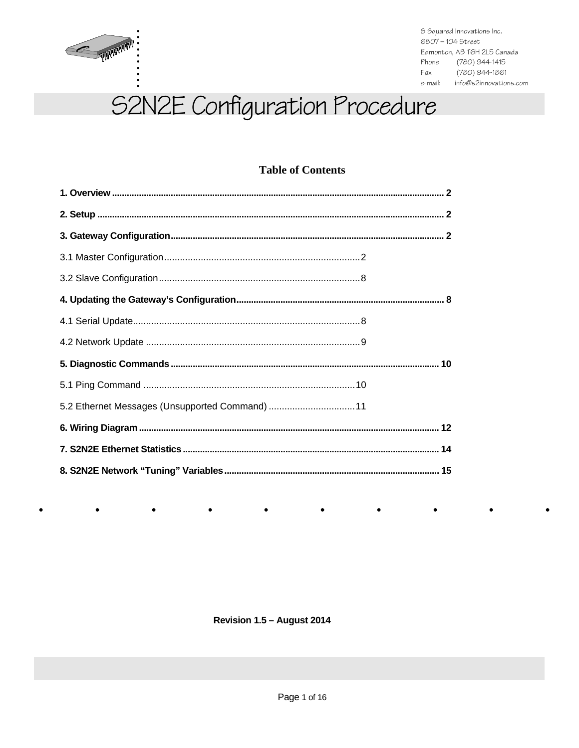S Squared Innovations Inc.
6807 – 104 Street
Edmonton, AB T6H 2L5 Canada
Phone (780) 944-1415
Fax (780) 944-1861
e-mail: info@s2innovations.com

# S2N2E Configuration Procedure

## Table of Contents

**1. Overview** .......... 2

**2. Setup** .......... 2

**3. Gateway Configuration** .......... 2

3.1 Master Configuration .......... 2

3.2 Slave Configuration .......... 8

**4. Updating the Gateway's Configuration** .......... 8

4.1 Serial Update .......... 8

4.2 Network Update .......... 9

**5. Diagnostic Commands** .......... 10

5.1 Ping Command .......... 10

5.2 Ethernet Messages (Unsupported Command) .......... 11

**6. Wiring Diagram** .......... 12

**7. S2N2E Ethernet Statistics** .......... 14

**8. S2N2E Network "Tuning" Variables** .......... 15

**Revision 1.5 – August 2014**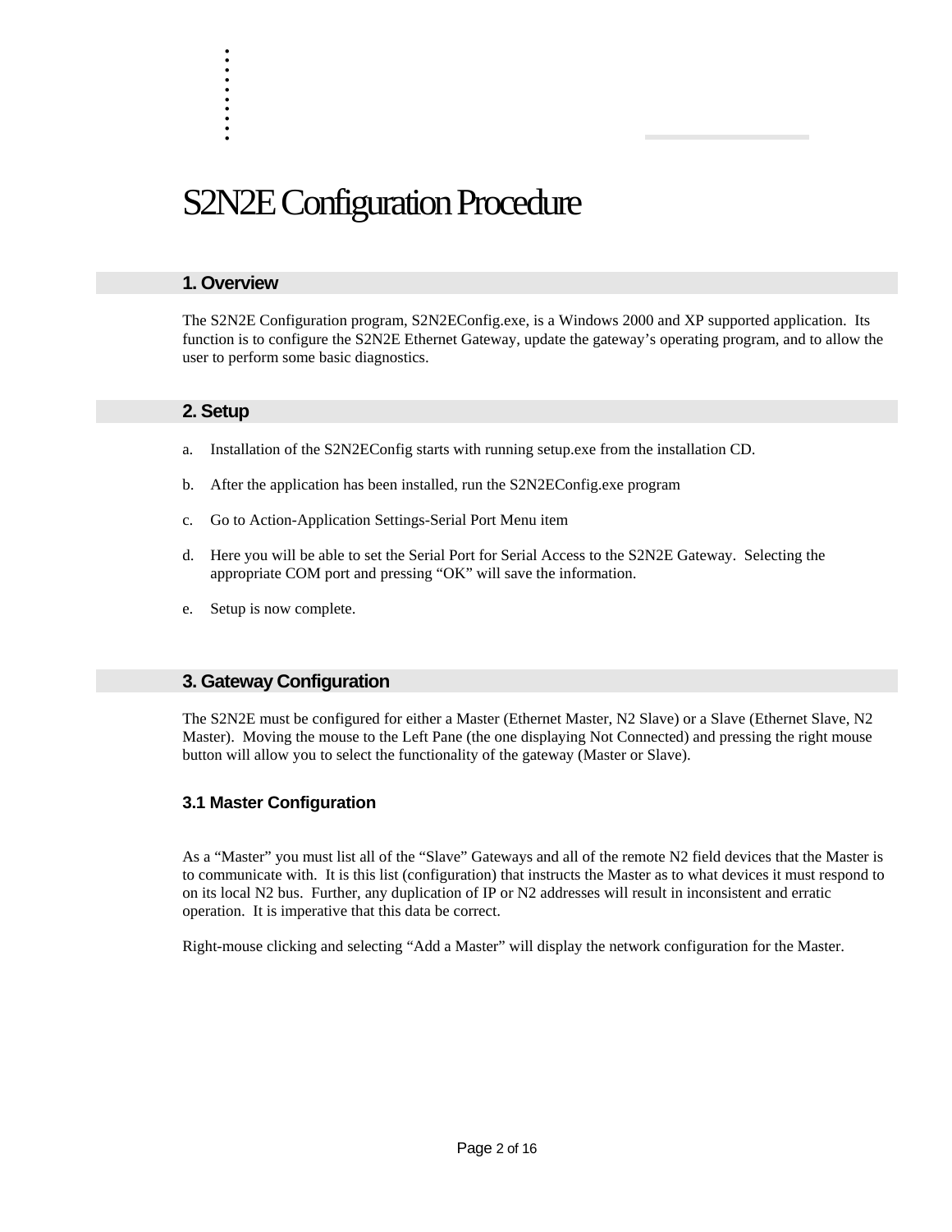# S2N2E Configuration Procedure

## 1. Overview

The S2N2E Configuration program, S2N2EConfig.exe, is a Windows 2000 and XP supported application. Its function is to configure the S2N2E Ethernet Gateway, update the gateway's operating program, and to allow the user to perform some basic diagnostics.

## 2. Setup

a. Installation of the S2N2EConfig starts with running setup.exe from the installation CD.

b. After the application has been installed, run the S2N2EConfig.exe program

c. Go to Action-Application Settings-Serial Port Menu item

d. Here you will be able to set the Serial Port for Serial Access to the S2N2E Gateway. Selecting the appropriate COM port and pressing "OK" will save the information.

e. Setup is now complete.

## 3. Gateway Configuration

The S2N2E must be configured for either a Master (Ethernet Master, N2 Slave) or a Slave (Ethernet Slave, N2 Master). Moving the mouse to the Left Pane (the one displaying Not Connected) and pressing the right mouse button will allow you to select the functionality of the gateway (Master or Slave).

### 3.1 Master Configuration

As a "Master" you must list all of the "Slave" Gateways and all of the remote N2 field devices that the Master is to communicate with. It is this list (configuration) that instructs the Master as to what devices it must respond to on its local N2 bus. Further, any duplication of IP or N2 addresses will result in inconsistent and erratic operation. It is imperative that this data be correct.

Right-mouse clicking and selecting "Add a Master" will display the network configuration for the Master.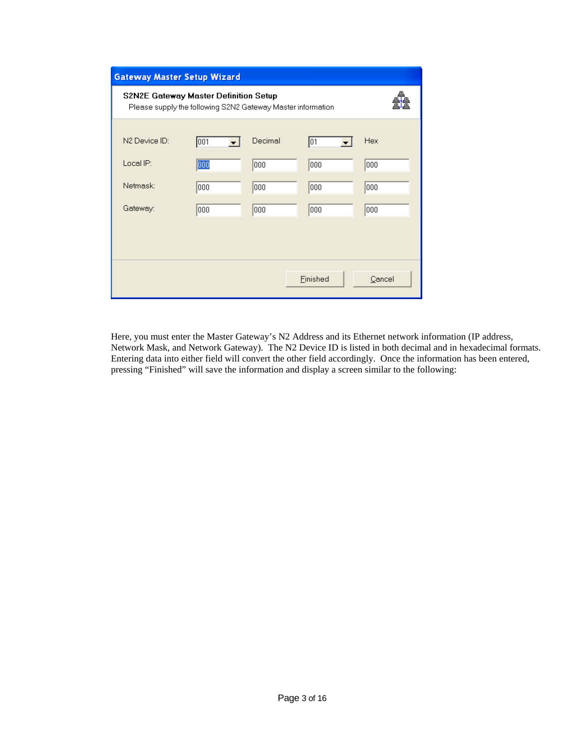**Gateway Master Setup Wizard**

**S2N2E Gateway Master Definition Setup**

Please supply the following S2N2 Gateway Master information

| | | | | |
|---|---|---|---|---|
| N2 Device ID: | 001 | Decimal | 01 | Hex |
| Local IP: | 000 | 000 | 000 | 000 |
| Netmask: | 000 | 000 | 000 | 000 |
| Gateway: | 000 | 000 | 000 | 000 |

Finished | Cancel

Here, you must enter the Master Gateway's N2 Address and its Ethernet network information (IP address, Network Mask, and Network Gateway). The N2 Device ID is listed in both decimal and in hexadecimal formats. Entering data into either field will convert the other field accordingly. Once the information has been entered, pressing "Finished" will save the information and display a screen similar to the following: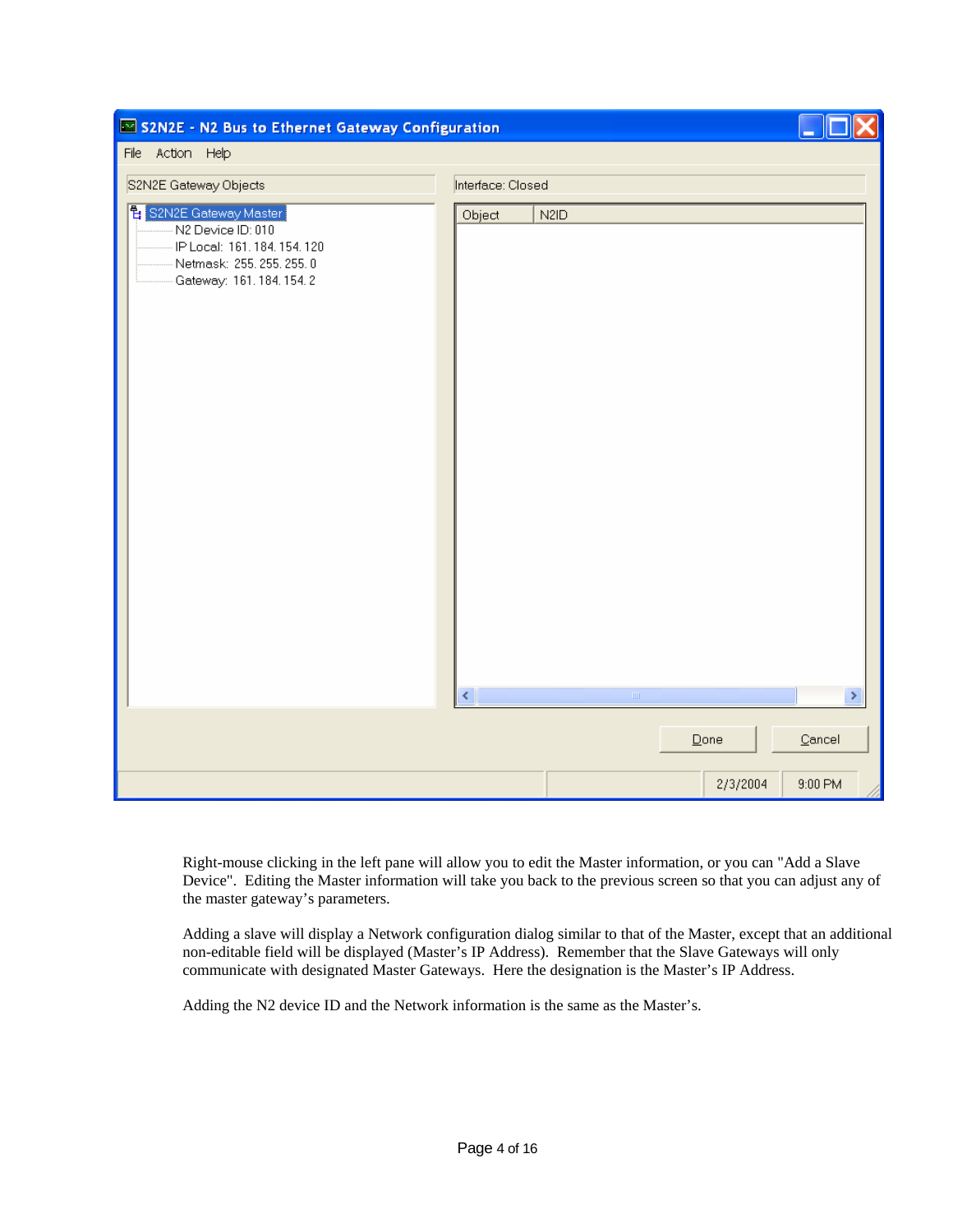Right-mouse clicking in the left pane will allow you to edit the Master information, or you can "Add a Slave Device". Editing the Master information will take you back to the previous screen so that you can adjust any of the master gateway's parameters.

Adding a slave will display a Network configuration dialog similar to that of the Master, except that an additional non-editable field will be displayed (Master's IP Address). Remember that the Slave Gateways will only communicate with designated Master Gateways. Here the designation is the Master's IP Address.

Adding the N2 device ID and the Network information is the same as the Master's.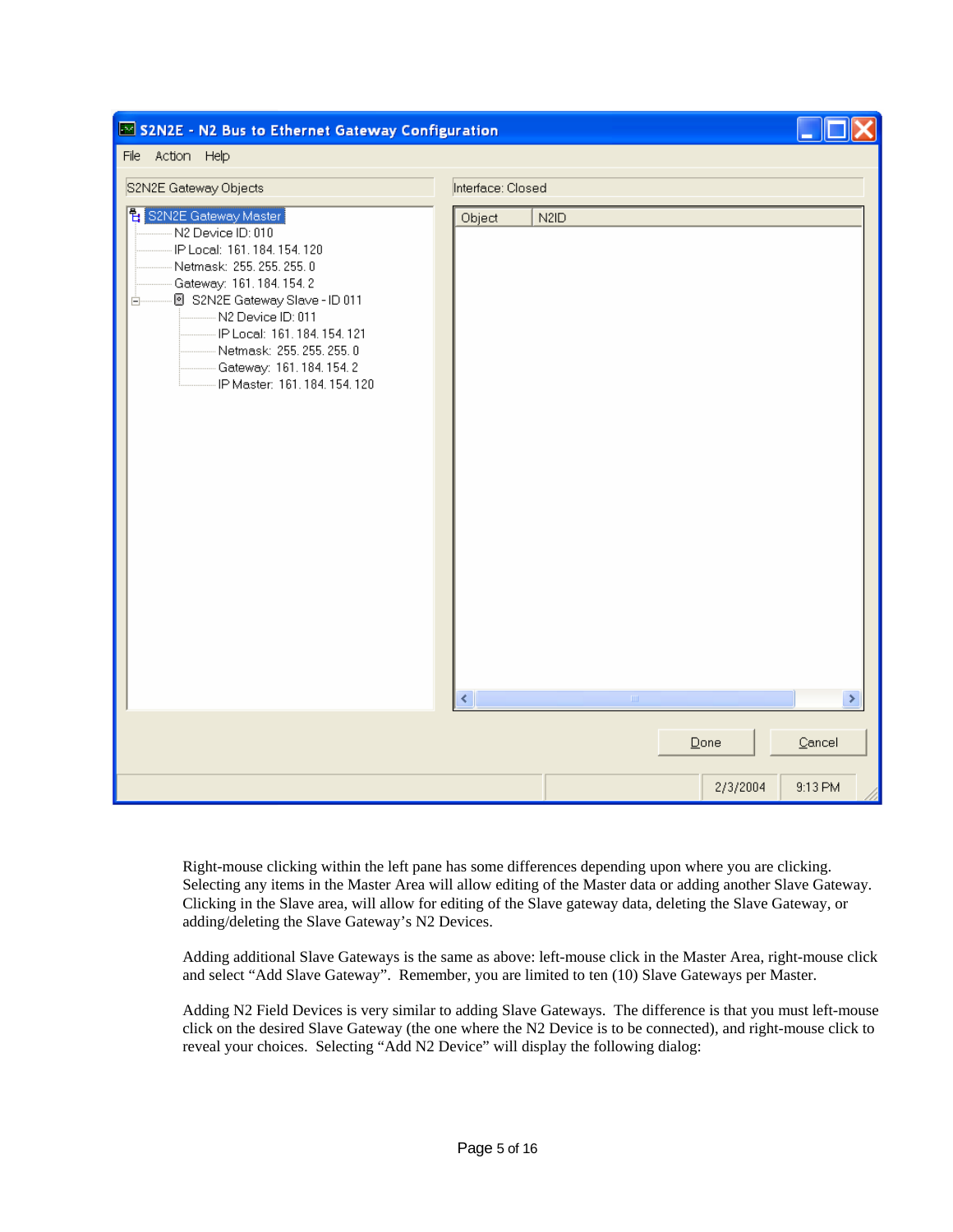Right-mouse clicking within the left pane has some differences depending upon where you are clicking. Selecting any items in the Master Area will allow editing of the Master data or adding another Slave Gateway. Clicking in the Slave area, will allow for editing of the Slave gateway data, deleting the Slave Gateway, or adding/deleting the Slave Gateway's N2 Devices.

Adding additional Slave Gateways is the same as above: left-mouse click in the Master Area, right-mouse click and select "Add Slave Gateway". Remember, you are limited to ten (10) Slave Gateways per Master.

Adding N2 Field Devices is very similar to adding Slave Gateways. The difference is that you must left-mouse click on the desired Slave Gateway (the one where the N2 Device is to be connected), and right-mouse click to reveal your choices. Selecting "Add N2 Device" will display the following dialog: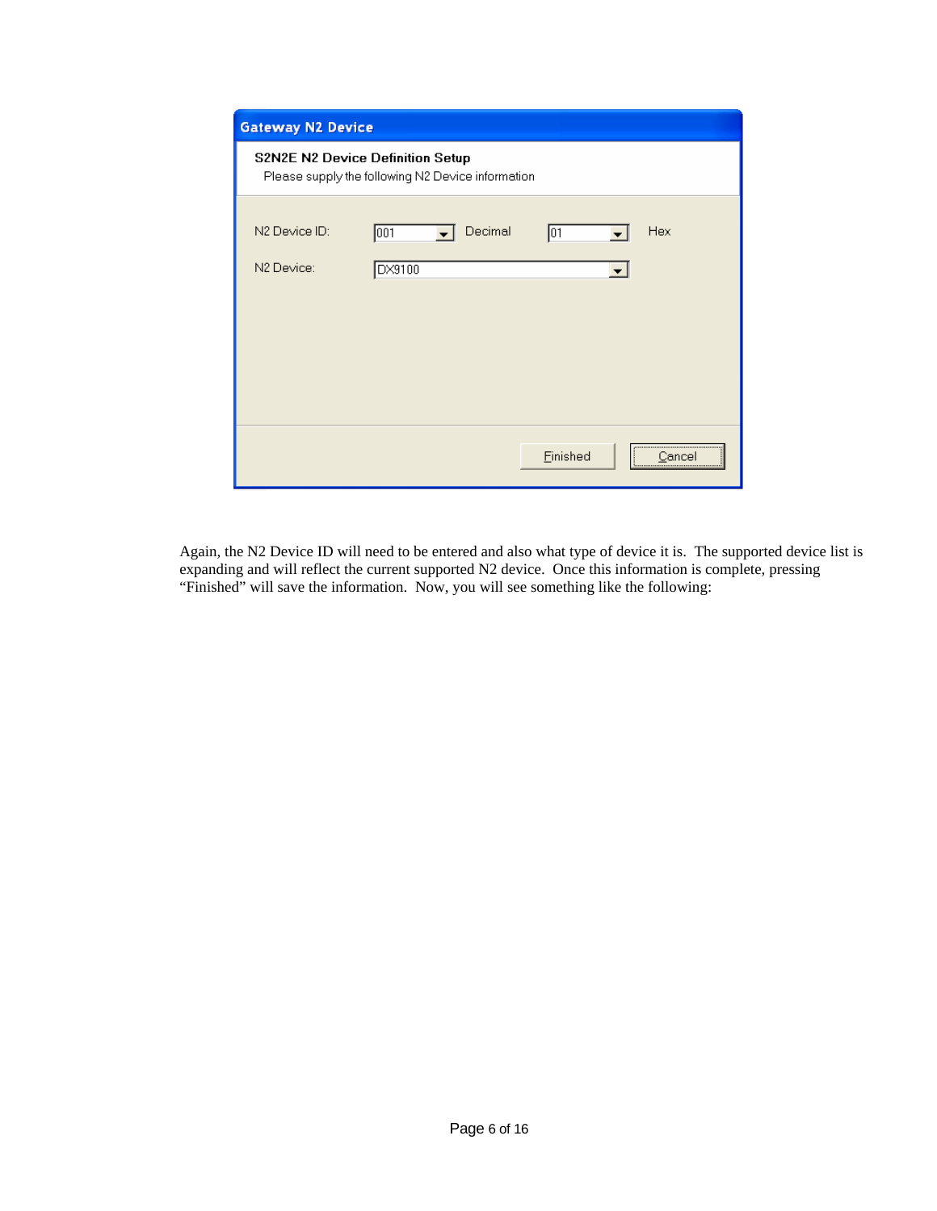**Gateway N2 Device**

**S2N2E N2 Device Definition Setup**

Please supply the following N2 Device information

N2 Device ID: 001 Decimal 01 Hex

N2 Device: DX9100

Finished Cancel

Again, the N2 Device ID will need to be entered and also what type of device it is. The supported device list is expanding and will reflect the current supported N2 device. Once this information is complete, pressing "Finished" will save the information. Now, you will see something like the following: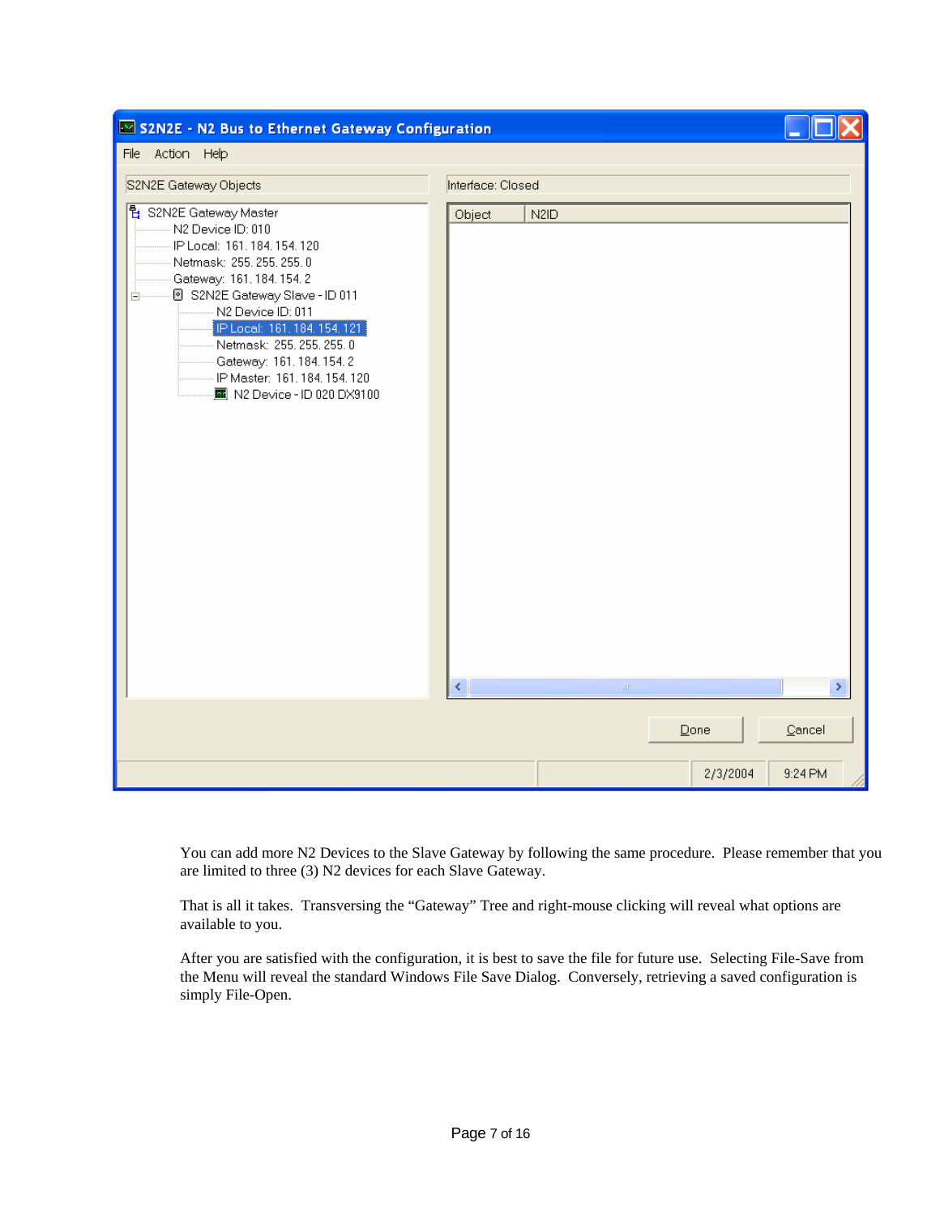You can add more N2 Devices to the Slave Gateway by following the same procedure. Please remember that you are limited to three (3) N2 devices for each Slave Gateway.

That is all it takes. Transversing the "Gateway" Tree and right-mouse clicking will reveal what options are available to you.

After you are satisfied with the configuration, it is best to save the file for future use. Selecting File-Save from the Menu will reveal the standard Windows File Save Dialog. Conversely, retrieving a saved configuration is simply File-Open.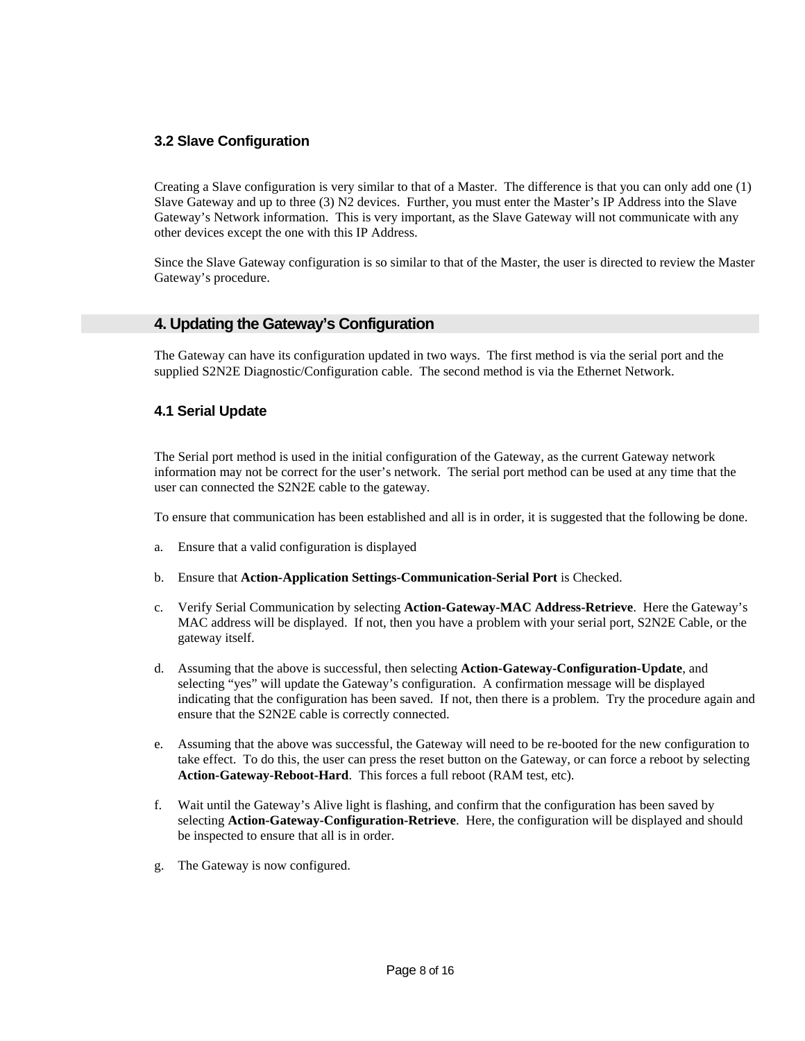### 3.2 Slave Configuration

Creating a Slave configuration is very similar to that of a Master. The difference is that you can only add one (1) Slave Gateway and up to three (3) N2 devices. Further, you must enter the Master's IP Address into the Slave Gateway's Network information. This is very important, as the Slave Gateway will not communicate with any other devices except the one with this IP Address.

Since the Slave Gateway configuration is so similar to that of the Master, the user is directed to review the Master Gateway's procedure.

## 4. Updating the Gateway's Configuration

The Gateway can have its configuration updated in two ways. The first method is via the serial port and the supplied S2N2E Diagnostic/Configuration cable. The second method is via the Ethernet Network.

### 4.1 Serial Update

The Serial port method is used in the initial configuration of the Gateway, as the current Gateway network information may not be correct for the user's network. The serial port method can be used at any time that the user can connected the S2N2E cable to the gateway.

To ensure that communication has been established and all is in order, it is suggested that the following be done.

a. Ensure that a valid configuration is displayed

b. Ensure that **Action-Application Settings-Communication-Serial Port** is Checked.

c. Verify Serial Communication by selecting **Action-Gateway-MAC Address-Retrieve**. Here the Gateway's MAC address will be displayed. If not, then you have a problem with your serial port, S2N2E Cable, or the gateway itself.

d. Assuming that the above is successful, then selecting **Action-Gateway-Configuration-Update**, and selecting "yes" will update the Gateway's configuration. A confirmation message will be displayed indicating that the configuration has been saved. If not, then there is a problem. Try the procedure again and ensure that the S2N2E cable is correctly connected.

e. Assuming that the above was successful, the Gateway will need to be re-booted for the new configuration to take effect. To do this, the user can press the reset button on the Gateway, or can force a reboot by selecting **Action-Gateway-Reboot-Hard**. This forces a full reboot (RAM test, etc).

f. Wait until the Gateway's Alive light is flashing, and confirm that the configuration has been saved by selecting **Action-Gateway-Configuration-Retrieve**. Here, the configuration will be displayed and should be inspected to ensure that all is in order.

g. The Gateway is now configured.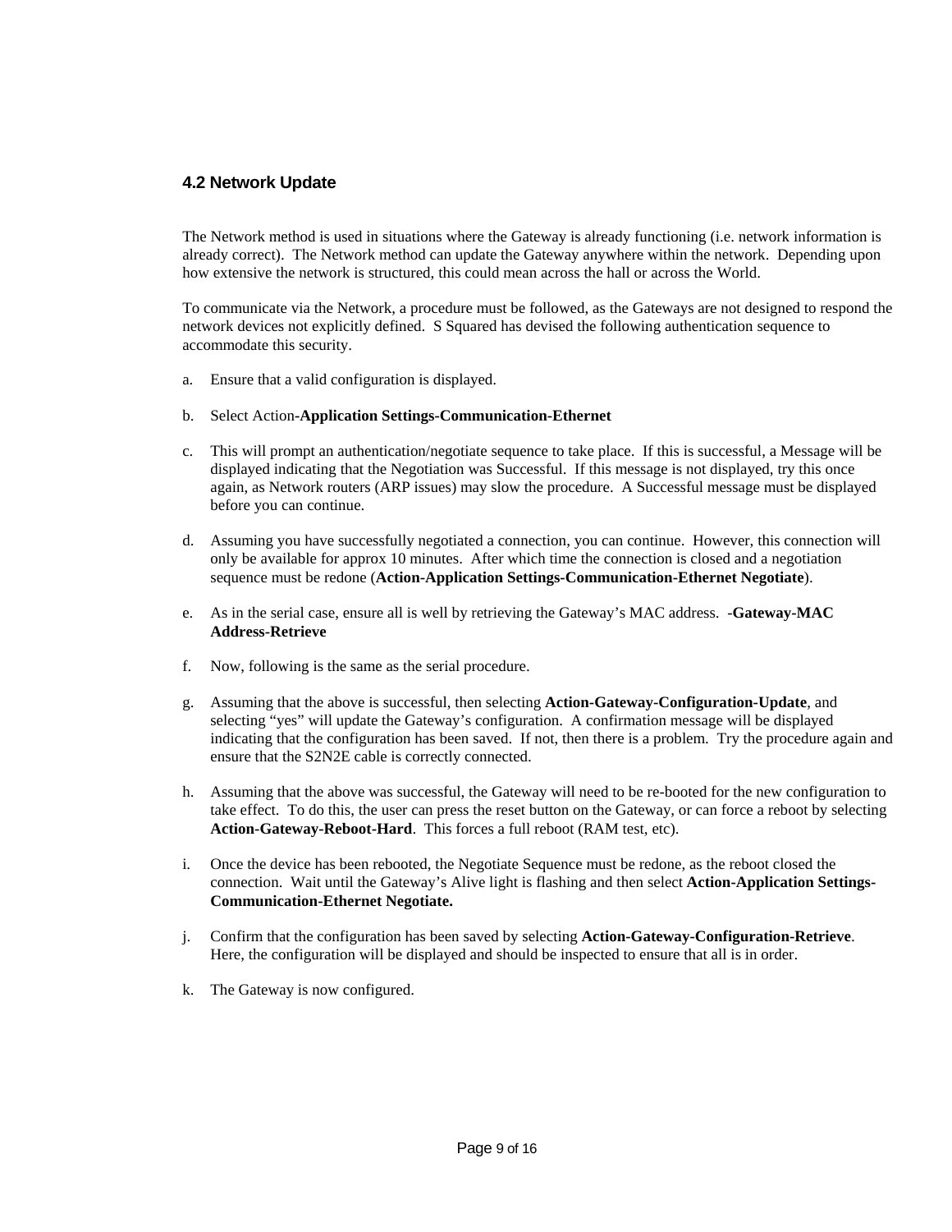## 4.2 Network Update

The Network method is used in situations where the Gateway is already functioning (i.e. network information is already correct). The Network method can update the Gateway anywhere within the network. Depending upon how extensive the network is structured, this could mean across the hall or across the World.

To communicate via the Network, a procedure must be followed, as the Gateways are not designed to respond the network devices not explicitly defined. S Squared has devised the following authentication sequence to accommodate this security.

a. Ensure that a valid configuration is displayed.

b. Select Action-**Application Settings-Communication-Ethernet**

c. This will prompt an authentication/negotiate sequence to take place. If this is successful, a Message will be displayed indicating that the Negotiation was Successful. If this message is not displayed, try this once again, as Network routers (ARP issues) may slow the procedure. A Successful message must be displayed before you can continue.

d. Assuming you have successfully negotiated a connection, you can continue. However, this connection will only be available for approx 10 minutes. After which time the connection is closed and a negotiation sequence must be redone (**Action-Application Settings-Communication-Ethernet Negotiate**).

e. As in the serial case, ensure all is well by retrieving the Gateway's MAC address. -**Gateway-MAC Address-Retrieve**

f. Now, following is the same as the serial procedure.

g. Assuming that the above is successful, then selecting **Action-Gateway-Configuration-Update**, and selecting "yes" will update the Gateway's configuration. A confirmation message will be displayed indicating that the configuration has been saved. If not, then there is a problem. Try the procedure again and ensure that the S2N2E cable is correctly connected.

h. Assuming that the above was successful, the Gateway will need to be re-booted for the new configuration to take effect. To do this, the user can press the reset button on the Gateway, or can force a reboot by selecting **Action-Gateway-Reboot-Hard**. This forces a full reboot (RAM test, etc).

i. Once the device has been rebooted, the Negotiate Sequence must be redone, as the reboot closed the connection. Wait until the Gateway's Alive light is flashing and then select **Action-Application Settings-Communication-Ethernet Negotiate.**

j. Confirm that the configuration has been saved by selecting **Action-Gateway-Configuration-Retrieve**. Here, the configuration will be displayed and should be inspected to ensure that all is in order.

k. The Gateway is now configured.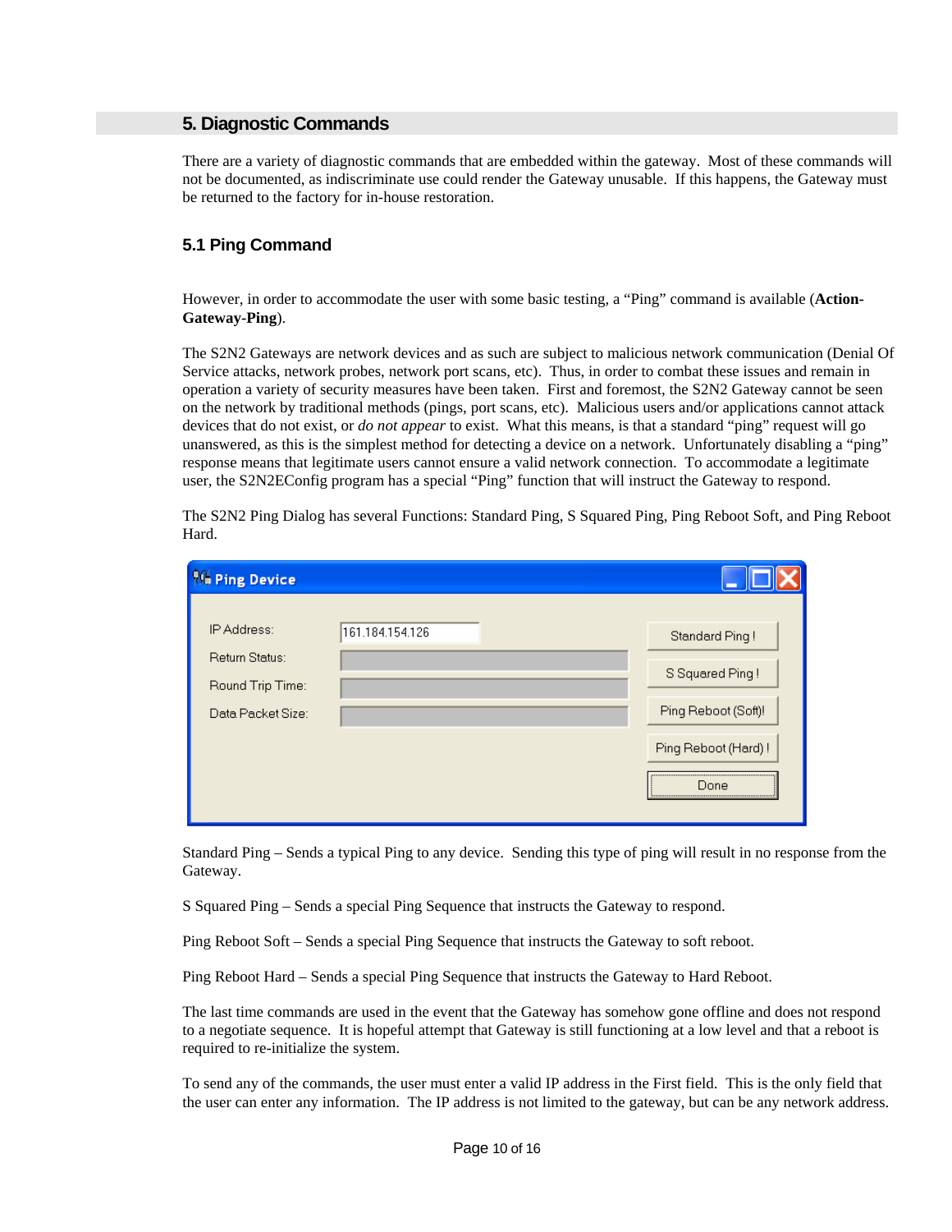## 5. Diagnostic Commands

There are a variety of diagnostic commands that are embedded within the gateway. Most of these commands will not be documented, as indiscriminate use could render the Gateway unusable. If this happens, the Gateway must be returned to the factory for in-house restoration.

### 5.1 Ping Command

However, in order to accommodate the user with some basic testing, a "Ping" command is available (**Action-Gateway-Ping**).

The S2N2 Gateways are network devices and as such are subject to malicious network communication (Denial Of Service attacks, network probes, network port scans, etc). Thus, in order to combat these issues and remain in operation a variety of security measures have been taken. First and foremost, the S2N2 Gateway cannot be seen on the network by traditional methods (pings, port scans, etc). Malicious users and/or applications cannot attack devices that do not exist, or *do not appear* to exist. What this means, is that a standard "ping" request will go unanswered, as this is the simplest method for detecting a device on a network. Unfortunately disabling a "ping" response means that legitimate users cannot ensure a valid network connection. To accommodate a legitimate user, the S2N2EConfig program has a special "Ping" function that will instruct the Gateway to respond.

The S2N2 Ping Dialog has several Functions: Standard Ping, S Squared Ping, Ping Reboot Soft, and Ping Reboot Hard.

Standard Ping – Sends a typical Ping to any device. Sending this type of ping will result in no response from the Gateway.

S Squared Ping – Sends a special Ping Sequence that instructs the Gateway to respond.

Ping Reboot Soft – Sends a special Ping Sequence that instructs the Gateway to soft reboot.

Ping Reboot Hard – Sends a special Ping Sequence that instructs the Gateway to Hard Reboot.

The last time commands are used in the event that the Gateway has somehow gone offline and does not respond to a negotiate sequence. It is hopeful attempt that Gateway is still functioning at a low level and that a reboot is required to re-initialize the system.

To send any of the commands, the user must enter a valid IP address in the First field. This is the only field that the user can enter any information. The IP address is not limited to the gateway, but can be any network address.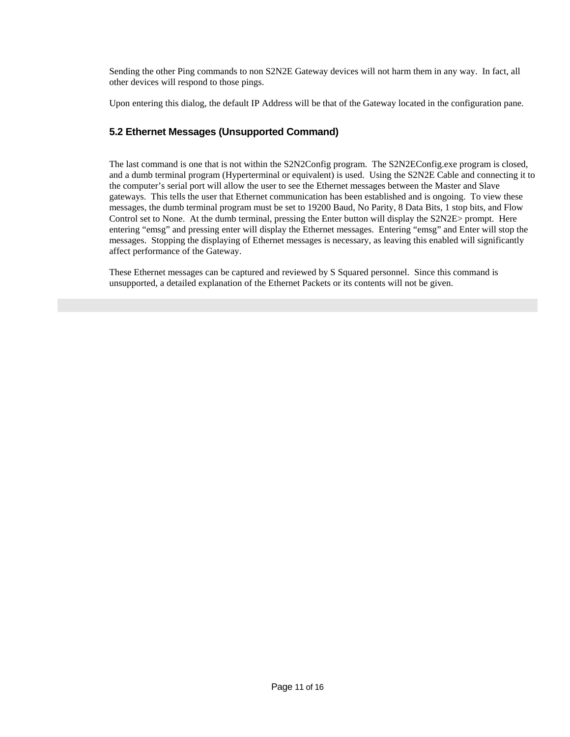Sending the other Ping commands to non S2N2E Gateway devices will not harm them in any way. In fact, all other devices will respond to those pings.

Upon entering this dialog, the default IP Address will be that of the Gateway located in the configuration pane.

### 5.2 Ethernet Messages (Unsupported Command)

The last command is one that is not within the S2N2Config program. The S2N2EConfig.exe program is closed, and a dumb terminal program (Hyperterminal or equivalent) is used. Using the S2N2E Cable and connecting it to the computer's serial port will allow the user to see the Ethernet messages between the Master and Slave gateways. This tells the user that Ethernet communication has been established and is ongoing. To view these messages, the dumb terminal program must be set to 19200 Baud, No Parity, 8 Data Bits, 1 stop bits, and Flow Control set to None. At the dumb terminal, pressing the Enter button will display the S2N2E> prompt. Here entering "emsg" and pressing enter will display the Ethernet messages. Entering "emsg" and Enter will stop the messages. Stopping the displaying of Ethernet messages is necessary, as leaving this enabled will significantly affect performance of the Gateway.

These Ethernet messages can be captured and reviewed by S Squared personnel. Since this command is unsupported, a detailed explanation of the Ethernet Packets or its contents will not be given.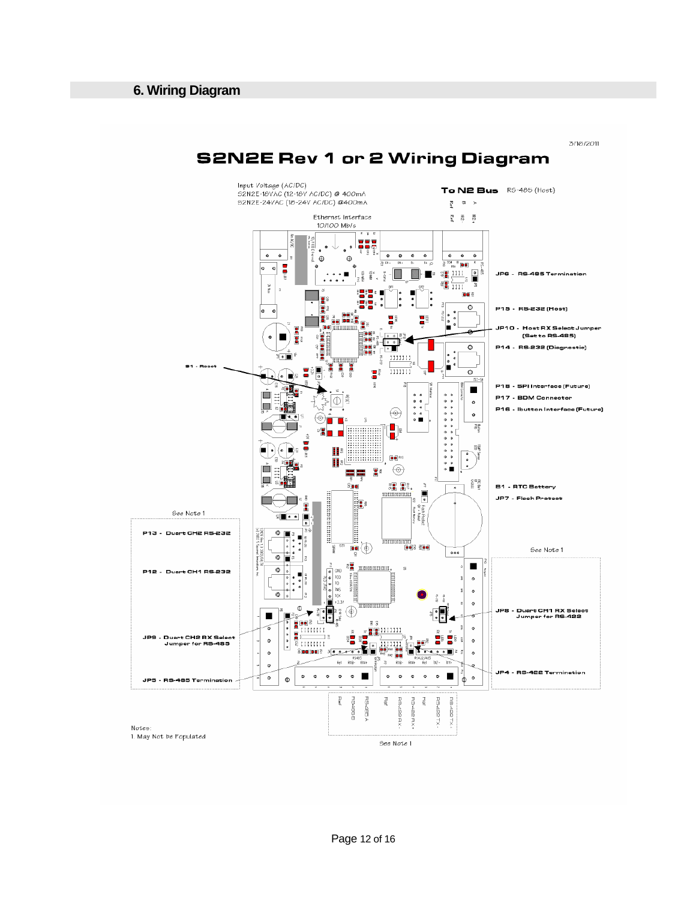## 6. Wiring Diagram

3/16/2011

# S2N2E Rev 1 or 2 Wiring Diagram

Input Voltage (AC/DC)
S2N2E-18VAC (12-18V AC/DC) @ 400mA
S2N2E-24VAC (18-24V AC/DC) @400mA

**To N2 Bus** RS-485 (Host)

Ref B A
Ref N2- N2+

Ethernet Interface
10/100 Mb/s

**JP6 - RS-485 Termination**

**P15 - RS-232 (Host)**

**JP10 - Host RX Select Jumper (Set to RS-485)**

**P14 - RS-232 (Diagnostic)**

**S1 - Reset**

**P18 - SPI Interface (Future)**

**P17 - BDM Connector**

**P16 - Ibutton Interface (Future)**

**B1 - RTC Battery**

**JP7 - Flash Protect**

See Note 1

**P13 - Duart CH2 RS-232**

See Note 1

**P12 - Duart CH1 RS-232**

**JP8 - Duart CH1 RX Select Jumper for RS-422**

**JP9 - Duart CH2 RX Select Jumper for RS-485**

**JP4 - RS-422 Termination**

**JP5 - RS-485 Termination**

Ref RS-485 B RS-485 A Ref RS-422 RX- RS-422 RX+ Ref RS-422 TX- RS-422 TX+

See Note 1

Notes:
1. May Not be Populated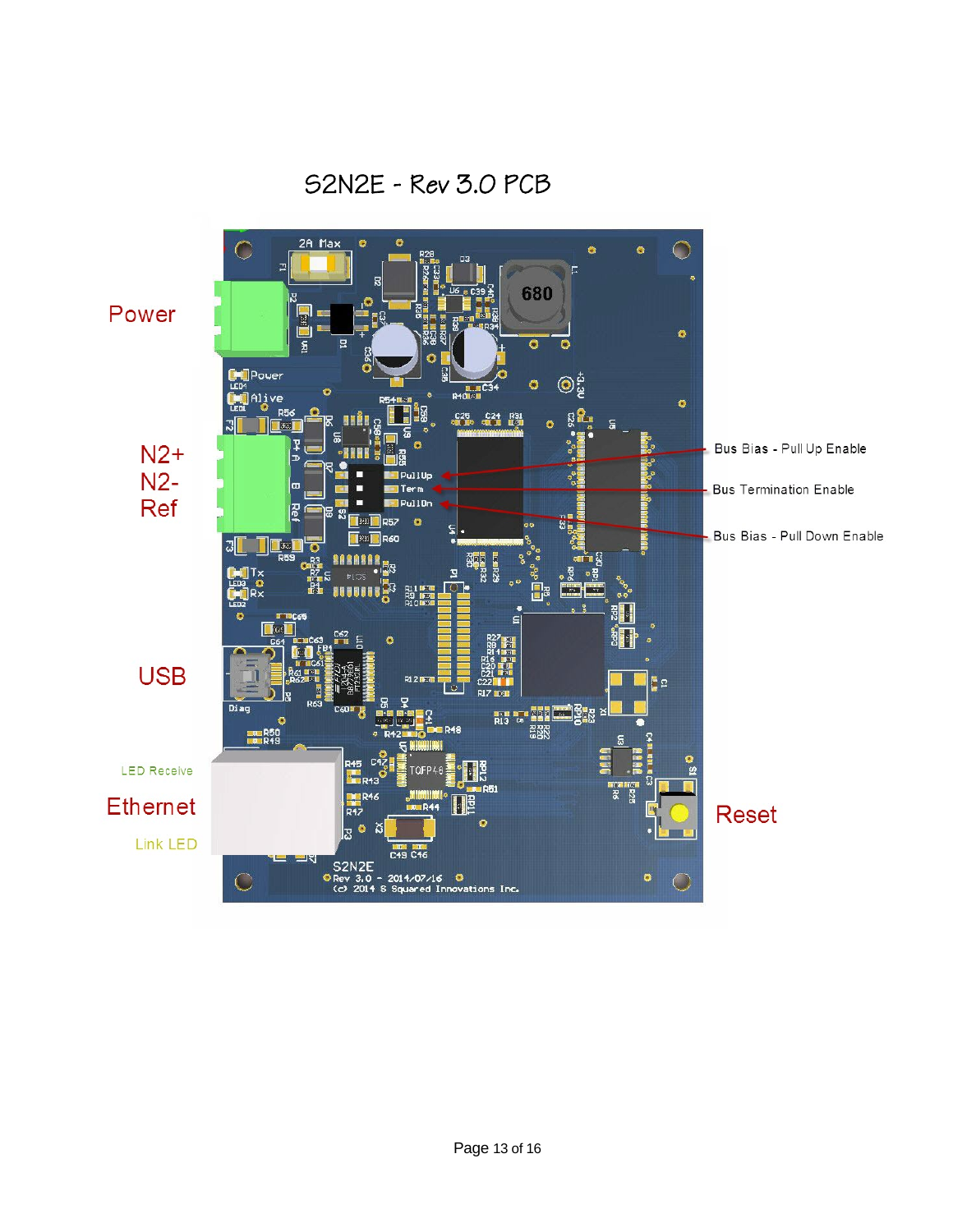# S2N2E - Rev 3.0 PCB

Power

N2+
N2-
Ref

USB

LED Receive

Ethernet

Link LED

Bus Bias - Pull Up Enable

Bus Termination Enable

Bus Bias - Pull Down Enable

Reset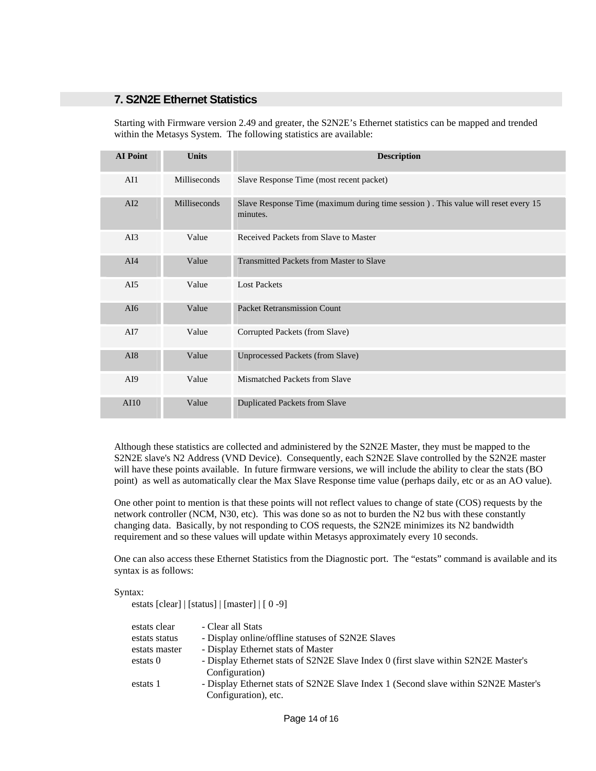## 7. S2N2E Ethernet Statistics

Starting with Firmware version 2.49 and greater, the S2N2E's Ethernet statistics can be mapped and trended within the Metasys System. The following statistics are available:

| AI Point | Units | Description |
|---|---|---|
| AI1 | Milliseconds | Slave Response Time (most recent packet) |
| AI2 | Milliseconds | Slave Response Time (maximum during time session ) . This value will reset every 15 minutes. |
| AI3 | Value | Received Packets from Slave to Master |
| AI4 | Value | Transmitted Packets from Master to Slave |
| AI5 | Value | Lost Packets |
| AI6 | Value | Packet Retransmission Count |
| AI7 | Value | Corrupted Packets (from Slave) |
| AI8 | Value | Unprocessed Packets (from Slave) |
| AI9 | Value | Mismatched Packets from Slave |
| AI10 | Value | Duplicated Packets from Slave |

Although these statistics are collected and administered by the S2N2E Master, they must be mapped to the S2N2E slave's N2 Address (VND Device). Consequently, each S2N2E Slave controlled by the S2N2E master will have these points available. In future firmware versions, we will include the ability to clear the stats (BO point) as well as automatically clear the Max Slave Response time value (perhaps daily, etc or as an AO value).

One other point to mention is that these points will not reflect values to change of state (COS) requests by the network controller (NCM, N30, etc). This was done so as not to burden the N2 bus with these constantly changing data. Basically, by not responding to COS requests, the S2N2E minimizes its N2 bandwidth requirement and so these values will update within Metasys approximately every 10 seconds.

One can also access these Ethernet Statistics from the Diagnostic port. The "estats" command is available and its syntax is as follows:

Syntax:

estats [clear] | [status] | [master] | [ 0 -9]

| | |
|---|---|
| estats clear | - Clear all Stats |
| estats status | - Display online/offline statuses of S2N2E Slaves |
| estats master | - Display Ethernet stats of Master |
| estats 0 | - Display Ethernet stats of S2N2E Slave Index 0 (first slave within S2N2E Master's Configuration) |
| estats 1 | - Display Ethernet stats of S2N2E Slave Index 1 (Second slave within S2N2E Master's Configuration), etc. |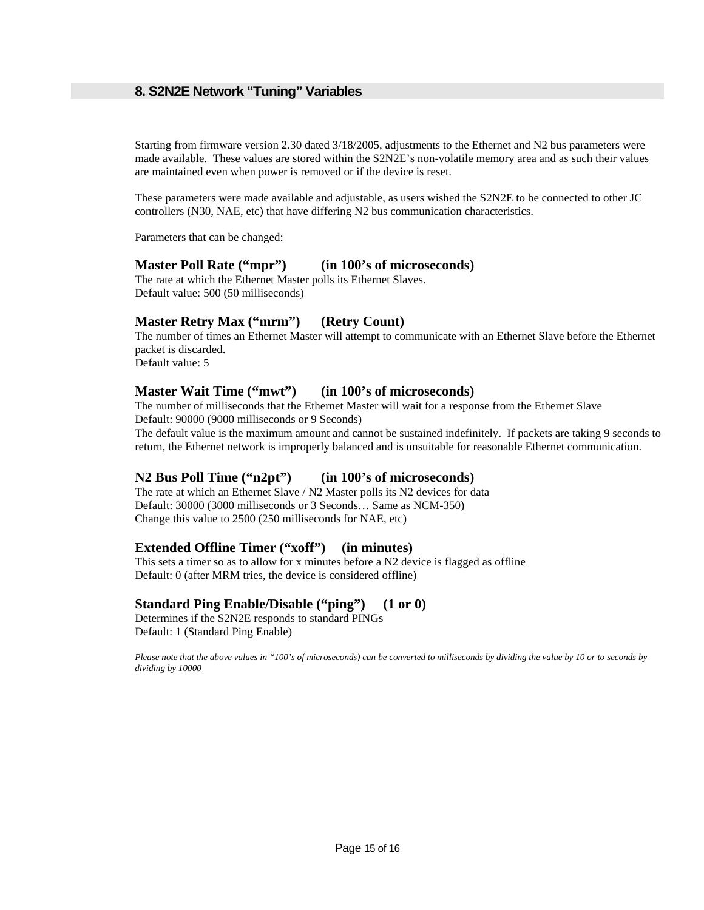## 8. S2N2E Network "Tuning" Variables

Starting from firmware version 2.30 dated 3/18/2005, adjustments to the Ethernet and N2 bus parameters were made available. These values are stored within the S2N2E's non-volatile memory area and as such their values are maintained even when power is removed or if the device is reset.

These parameters were made available and adjustable, as users wished the S2N2E to be connected to other JC controllers (N30, NAE, etc) that have differing N2 bus communication characteristics.

Parameters that can be changed:

### Master Poll Rate ("mpr") (in 100's of microseconds)

The rate at which the Ethernet Master polls its Ethernet Slaves.
Default value: 500 (50 milliseconds)

### Master Retry Max ("mrm") (Retry Count)

The number of times an Ethernet Master will attempt to communicate with an Ethernet Slave before the Ethernet packet is discarded.
Default value: 5

### Master Wait Time ("mwt") (in 100's of microseconds)

The number of milliseconds that the Ethernet Master will wait for a response from the Ethernet Slave
Default: 90000 (9000 milliseconds or 9 Seconds)
The default value is the maximum amount and cannot be sustained indefinitely. If packets are taking 9 seconds to return, the Ethernet network is improperly balanced and is unsuitable for reasonable Ethernet communication.

### N2 Bus Poll Time ("n2pt") (in 100's of microseconds)

The rate at which an Ethernet Slave / N2 Master polls its N2 devices for data
Default: 30000 (3000 milliseconds or 3 Seconds… Same as NCM-350)
Change this value to 2500 (250 milliseconds for NAE, etc)

### Extended Offline Timer ("xoff") (in minutes)

This sets a timer so as to allow for x minutes before a N2 device is flagged as offline
Default: 0 (after MRM tries, the device is considered offline)

### Standard Ping Enable/Disable ("ping") (1 or 0)

Determines if the S2N2E responds to standard PINGs
Default: 1 (Standard Ping Enable)

*Please note that the above values in "100's of microseconds) can be converted to milliseconds by dividing the value by 10 or to seconds by dividing by 10000*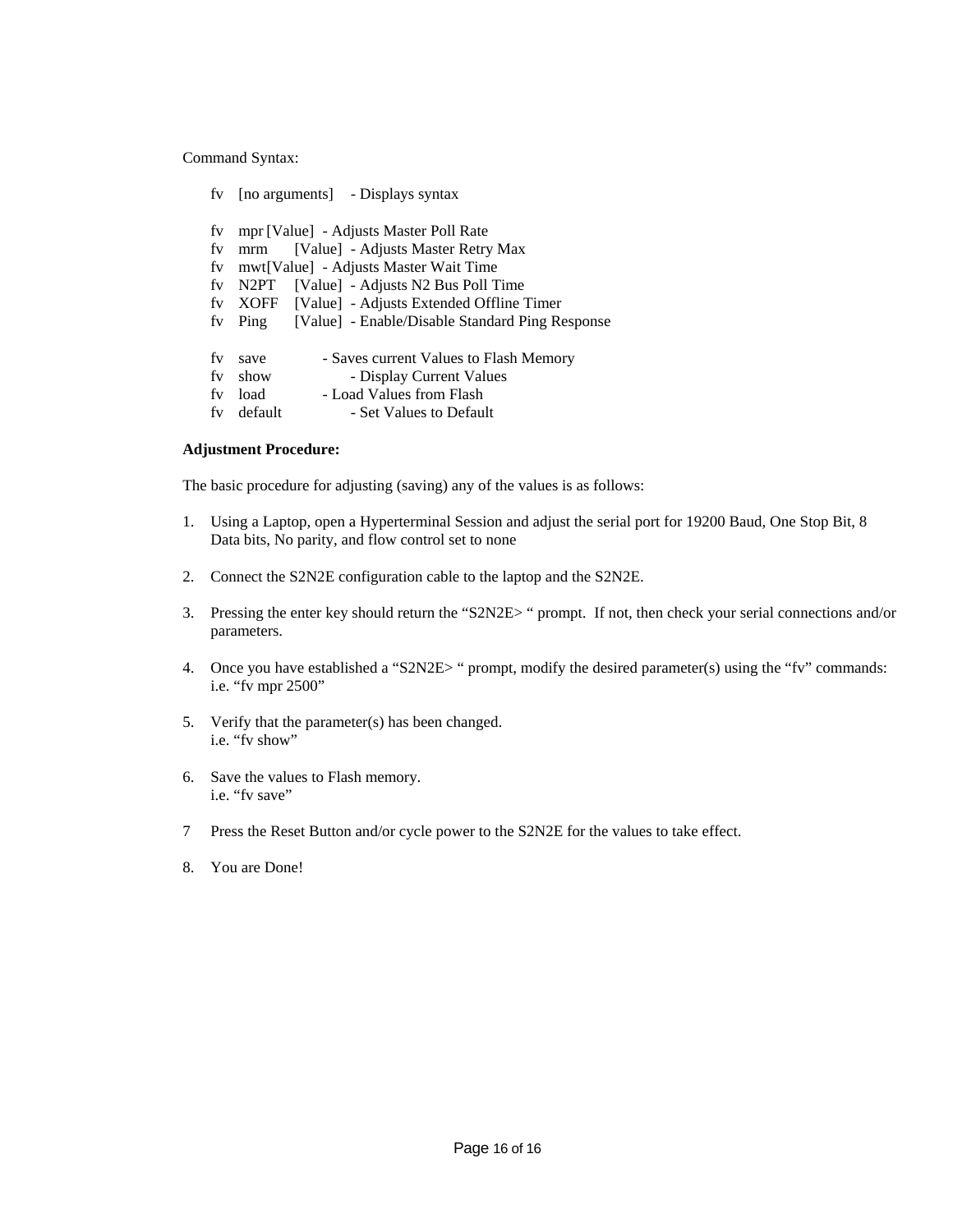Command Syntax:

```
fv   [no arguments]    - Displays syntax

fv   mpr [Value]  - Adjusts Master Poll Rate
fv   mrm      [Value]  - Adjusts Master Retry Max
fv   mwt[Value]  - Adjusts Master Wait Time
fv   N2PT    [Value]  - Adjusts N2 Bus Poll Time
fv   XOFF   [Value]  - Adjusts Extended Offline Timer
fv   Ping      [Value]  - Enable/Disable Standard Ping Response

fv   save           - Saves current Values to Flash Memory
fv   show                - Display Current Values
fv   load           - Load Values from Flash
fv   default             - Set Values to Default
```

**Adjustment Procedure:**

The basic procedure for adjusting (saving) any of the values is as follows:

1. Using a Laptop, open a Hyperterminal Session and adjust the serial port for 19200 Baud, One Stop Bit, 8 Data bits, No parity, and flow control set to none

2. Connect the S2N2E configuration cable to the laptop and the S2N2E.

3. Pressing the enter key should return the "S2N2E> " prompt. If not, then check your serial connections and/or parameters.

4. Once you have established a "S2N2E> " prompt, modify the desired parameter(s) using the "fv" commands: i.e. "fv mpr 2500"

5. Verify that the parameter(s) has been changed.
   i.e. "fv show"

6. Save the values to Flash memory.
   i.e. "fv save"

7 Press the Reset Button and/or cycle power to the S2N2E for the values to take effect.

8. You are Done!